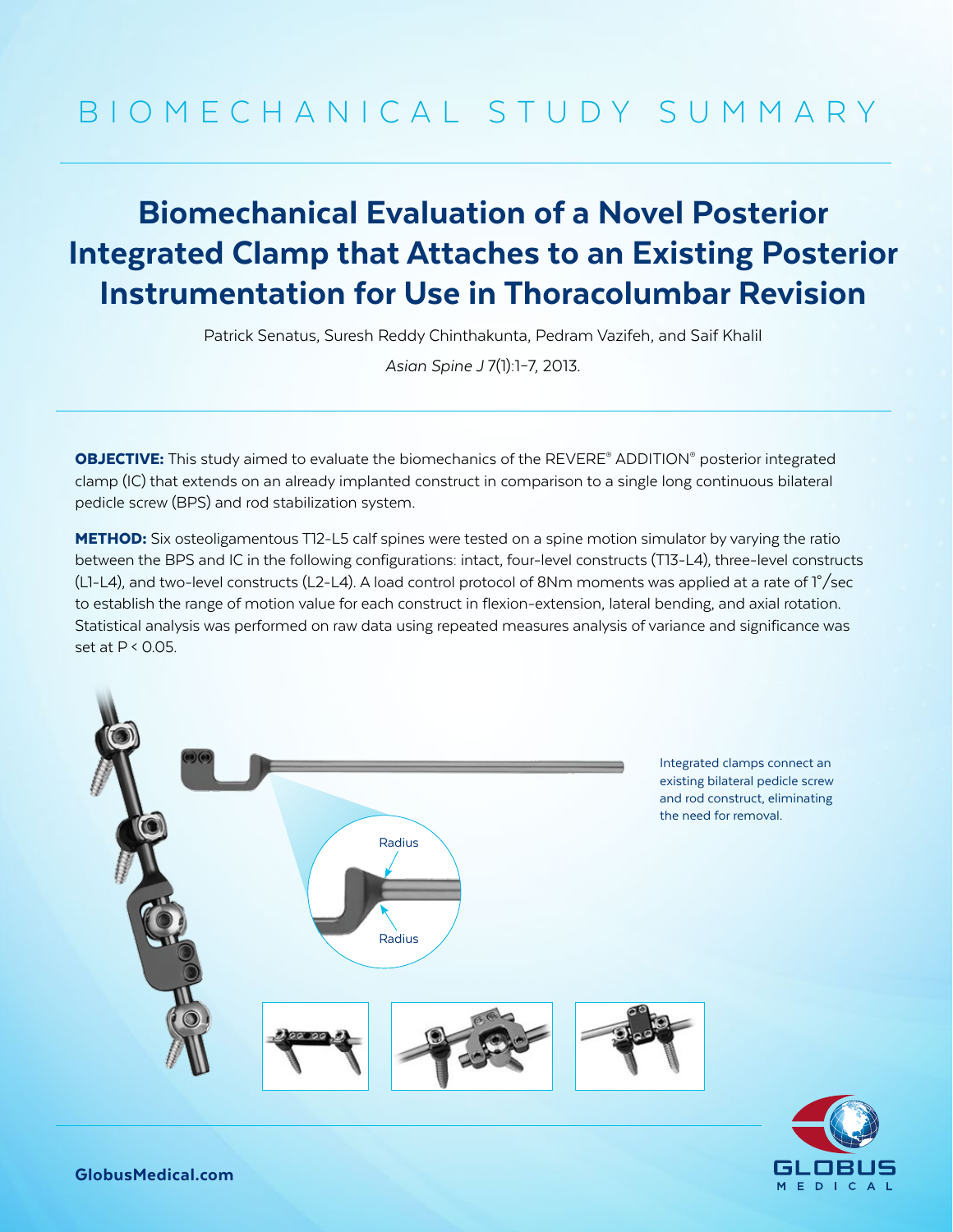# BIOMECHANICAL STUDY SUMMARY

## Biomechanical Evaluation of a Novel Posterior Integrated Clamp that Attaches to an Existing Posterior Instrumentation for Use in Thoracolumbar Revision

Patrick Senatus, Suresh Reddy Chinthakunta, Pedram Vazifeh, and Saif Khalil

*Asian Spine J* 7(1):1–7, 2013.

**OBJECTIVE:** This study aimed to evaluate the biomechanics of the REVERE® ADDITION® posterior integrated clamp (IC) that extends on an already implanted construct in comparison to a single long continuous bilateral pedicle screw (BPS) and rod stabilization system.

**METHOD:** Six osteoligamentous T12-L5 calf spines were tested on a spine motion simulator by varying the ratio between the BPS and IC in the following configurations: intact, four-level constructs (T13-L4), three-level constructs (L1-L4), and two-level constructs (L2-L4). A load control protocol of 8Nm moments was applied at a rate of 1°/sec to establish the range of motion value for each construct in flexion-extension, lateral bending, and axial rotation. Statistical analysis was performed on raw data using repeated measures analysis of variance and significance was set at $P < 0.05$.

Radius

Radius

Integrated clamps connect an existing bilateral pedicle screw and rod construct, eliminating the need for removal.

GlobusMedical.com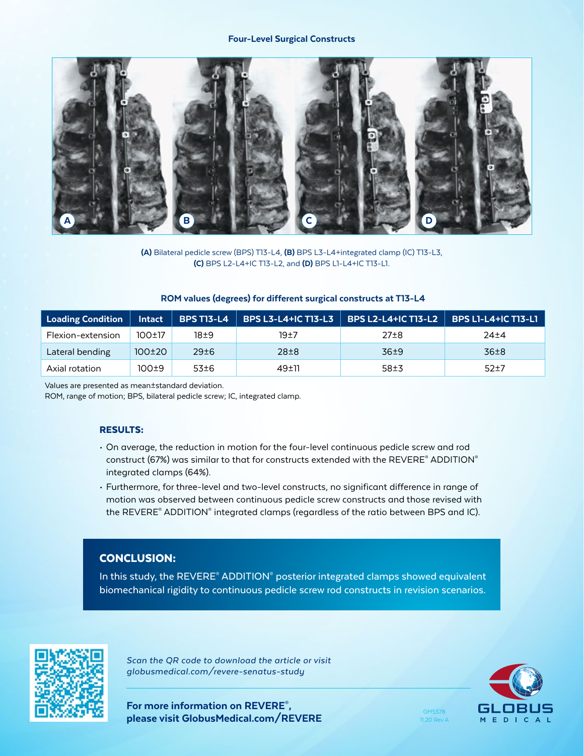**Four-Level Surgical Constructs**

A B C D

**(A)** Bilateral pedicle screw (BPS) T13-L4, **(B)** BPS L3-L4+integrated clamp (IC) T13-L3, **(C)** BPS L2-L4+IC T13-L2, and **(D)** BPS L1-L4+IC T13-L1.

**ROM values (degrees) for different surgical constructs at T13-L4**

| Loading Condition | Intact | BPS T13-L4 | BPS L3-L4+IC T13-L3 | BPS L2-L4+IC T13-L2 | BPS L1-L4+IC T13-L1 |
|---|---|---|---|---|---|
| Flexion-extension | 100±17 | 18±9 | 19±7 | 27±8 | 24±4 |
| Lateral bending | 100±20 | 29±6 | 28±8 | 36±9 | 36±8 |
| Axial rotation | 100±9 | 53±6 | 49±11 | 58±3 | 52±7 |

Values are presented as mean±standard deviation.
ROM, range of motion; BPS, bilateral pedicle screw; IC, integrated clamp.

## RESULTS:

- On average, the reduction in motion for the four-level continuous pedicle screw and rod construct (67%) was similar to that for constructs extended with the REVERE® ADDITION® integrated clamps (64%).
- Furthermore, for three-level and two-level constructs, no significant difference in range of motion was observed between continuous pedicle screw constructs and those revised with the REVERE® ADDITION® integrated clamps (regardless of the ratio between BPS and IC).

## CONCLUSION:

In this study, the REVERE® ADDITION® posterior integrated clamps showed equivalent biomechanical rigidity to continuous pedicle screw rod constructs in revision scenarios.

*Scan the QR code to download the article or visit globusmedical.com/revere-senatus-study*

**For more information on REVERE®, please visit GlobusMedical.com/REVERE**

GMSS78
11.20 Rev A

GLOBUS MEDICAL